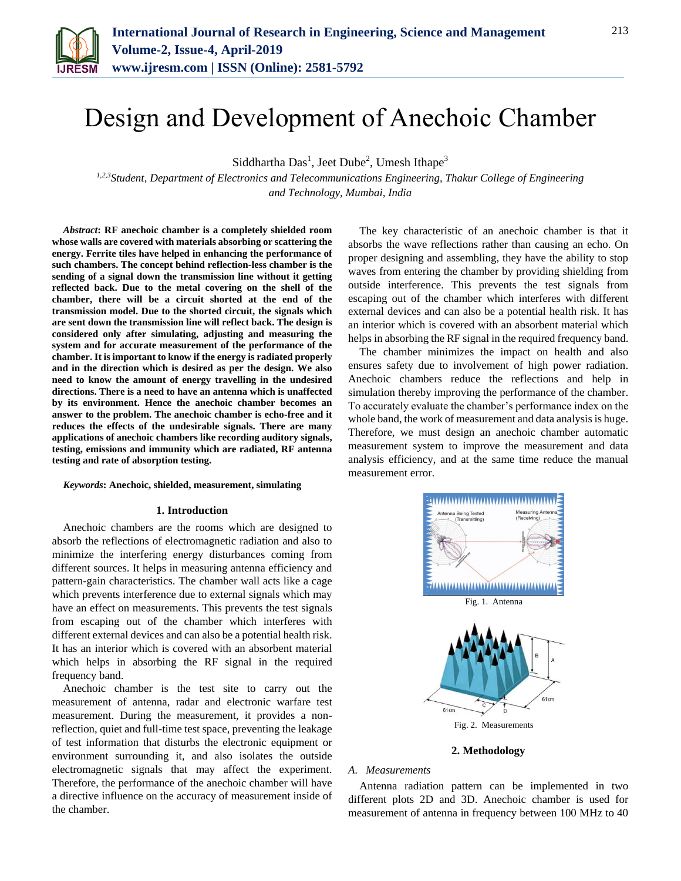# Design and Development of Anechoic Chamber

Siddhartha Das[1], Jeet Dube[2], Umesh Ithape[3]

[1,2,3]*Student, Department of Electronics and Telecommunications Engineering, Thakur College of Engineering and Technology, Mumbai, India*

***Abstract*: RF anechoic chamber is a completely shielded room whose walls are covered with materials absorbing or scattering the energy. Ferrite tiles have helped in enhancing the performance of such chambers. The concept behind reflection-less chamber is the sending of a signal down the transmission line without it getting reflected back. Due to the metal covering on the shell of the chamber, there will be a circuit shorted at the end of the transmission model. Due to the shorted circuit, the signals which are sent down the transmission line will reflect back. The design is considered only after simulating, adjusting and measuring the system and for accurate measurement of the performance of the chamber. It is important to know if the energy is radiated properly and in the direction which is desired as per the design. We also need to know the amount of energy travelling in the undesired directions. There is a need to have an antenna which is unaffected by its environment. Hence the anechoic chamber becomes an answer to the problem. The anechoic chamber is echo-free and it reduces the effects of the undesirable signals. There are many applications of anechoic chambers like recording auditory signals, testing, emissions and immunity which are radiated, RF antenna testing and rate of absorption testing.**

***Keywords*: Anechoic, shielded, measurement, simulating**

## 1. Introduction

Anechoic chambers are the rooms which are designed to absorb the reflections of electromagnetic radiation and also to minimize the interfering energy disturbances coming from different sources. It helps in measuring antenna efficiency and pattern-gain characteristics. The chamber wall acts like a cage which prevents interference due to external signals which may have an effect on measurements. This prevents the test signals from escaping out of the chamber which interferes with different external devices and can also be a potential health risk. It has an interior which is covered with an absorbent material which helps in absorbing the RF signal in the required frequency band.

Anechoic chamber is the test site to carry out the measurement of antenna, radar and electronic warfare test measurement. During the measurement, it provides a non-reflection, quiet and full-time test space, preventing the leakage of test information that disturbs the electronic equipment or environment surrounding it, and also isolates the outside electromagnetic signals that may affect the experiment. Therefore, the performance of the anechoic chamber will have a directive influence on the accuracy of measurement inside of the chamber.

The key characteristic of an anechoic chamber is that it absorbs the wave reflections rather than causing an echo. On proper designing and assembling, they have the ability to stop waves from entering the chamber by providing shielding from outside interference. This prevents the test signals from escaping out of the chamber which interferes with different external devices and can be a potential health risk. It has an interior which is covered with an absorbent material which helps in absorbing the RF signal in the required frequency band.

The chamber minimizes the impact on health and also ensures safety due to involvement of high power radiation. Anechoic chambers reduce the reflections and help in simulation thereby improving the performance of the chamber. To accurately evaluate the chamber's performance index on the whole band, the work of measurement and data analysis is huge. Therefore, we must design an anechoic chamber automatic measurement system to improve the measurement and data analysis efficiency, and at the same time reduce the manual measurement error.

Fig. 1. Antenna

Fig. 2. Measurements

## 2. Methodology

### *A. Measurements*

Antenna radiation pattern can be implemented in two different plots 2D and 3D. Anechoic chamber is used for measurement of antenna in frequency between 100 MHz to 40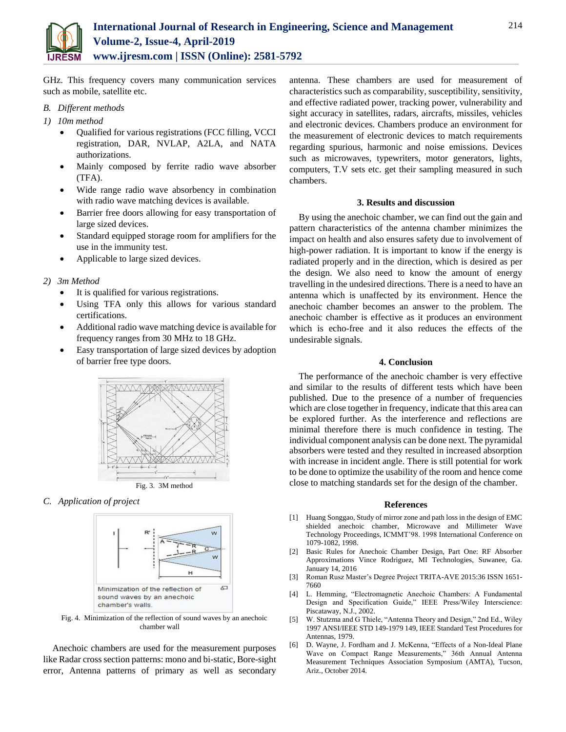GHz. This frequency covers many communication services such as mobile, satellite etc.

*B. Different methods*

*1) 10m method*

- Qualified for various registrations (FCC filling, VCCI registration, DAR, NVLAP, A2LA, and NATA authorizations.
- Mainly composed by ferrite radio wave absorber (TFA).
- Wide range radio wave absorbency in combination with radio wave matching devices is available.
- Barrier free doors allowing for easy transportation of large sized devices.
- Standard equipped storage room for amplifiers for the use in the immunity test.
- Applicable to large sized devices.

*2) 3m Method*

- It is qualified for various registrations.
- Using TFA only this allows for various standard certifications.
- Additional radio wave matching device is available for frequency ranges from 30 MHz to 18 GHz.
- Easy transportation of large sized devices by adoption of barrier free type doors.

Fig. 3. 3M method

*C. Application of project*

Minimization of the reflection of sound waves by an anechoic chamber's walls.

Fig. 4. Minimization of the reflection of sound waves by an anechoic chamber wall

Anechoic chambers are used for the measurement purposes like Radar cross section patterns: mono and bi-static, Bore-sight error, Antenna patterns of primary as well as secondary antenna. These chambers are used for measurement of characteristics such as comparability, susceptibility, sensitivity, and effective radiated power, tracking power, vulnerability and sight accuracy in satellites, radars, aircrafts, missiles, vehicles and electronic devices. Chambers produce an environment for the measurement of electronic devices to match requirements regarding spurious, harmonic and noise emissions. Devices such as microwaves, typewriters, motor generators, lights, computers, T.V sets etc. get their sampling measured in such chambers.

## 3. Results and discussion

By using the anechoic chamber, we can find out the gain and pattern characteristics of the antenna chamber minimizes the impact on health and also ensures safety due to involvement of high-power radiation. It is important to know if the energy is radiated properly and in the direction, which is desired as per the design. We also need to know the amount of energy travelling in the undesired directions. There is a need to have an antenna which is unaffected by its environment. Hence the anechoic chamber becomes an answer to the problem. The anechoic chamber is effective as it produces an environment which is echo-free and it also reduces the effects of the undesirable signals.

## 4. Conclusion

The performance of the anechoic chamber is very effective and similar to the results of different tests which have been published. Due to the presence of a number of frequencies which are close together in frequency, indicate that this area can be explored further. As the interference and reflections are minimal therefore there is much confidence in testing. The individual component analysis can be done next. The pyramidal absorbers were tested and they resulted in increased absorption with increase in incident angle. There is still potential for work to be done to optimize the usability of the room and hence come close to matching standards set for the design of the chamber.

## References

[1] Huang Songgao, Study of mirror zone and path loss in the design of EMC shielded anechoic chamber, Microwave and Millimeter Wave Technology Proceedings, ICMMT'98. 1998 International Conference on 1079-1082, 1998.

[2] Basic Rules for Anechoic Chamber Design, Part One: RF Absorber Approximations Vince Rodriguez, MI Technologies, Suwanee, Ga. January 14, 2016

[3] Roman Rusz Master's Degree Project TRITA-AVE 2015:36 ISSN 1651-7660

[4] L. Hemming, "Electromagnetic Anechoic Chambers: A Fundamental Design and Specification Guide," IEEE Press/Wiley Interscience: Piscataway, N.J., 2002.

[5] W. Stutzma and G Thiele, "Antenna Theory and Design," 2nd Ed., Wiley 1997 ANSI/IEEE STD 149-1979 149, IEEE Standard Test Procedures for Antennas, 1979.

[6] D. Wayne, J. Fordham and J. McKenna, "Effects of a Non-Ideal Plane Wave on Compact Range Measurements," 36th Annual Antenna Measurement Techniques Association Symposium (AMTA), Tucson, Ariz., October 2014.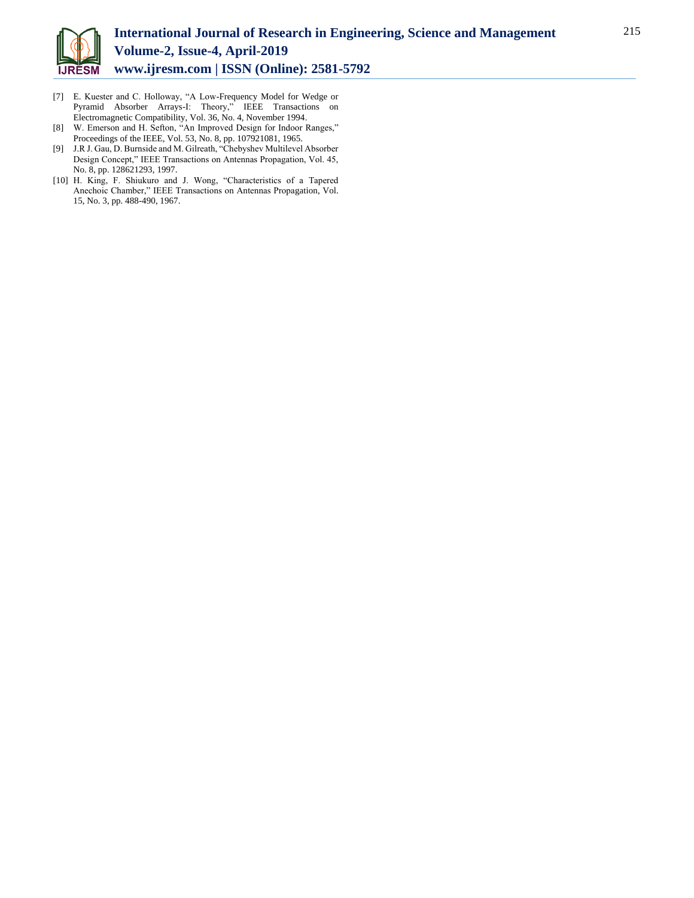[7] E. Kuester and C. Holloway, "A Low-Frequency Model for Wedge or Pyramid Absorber Arrays-I: Theory," IEEE Transactions on Electromagnetic Compatibility, Vol. 36, No. 4, November 1994.

[8] W. Emerson and H. Sefton, "An Improved Design for Indoor Ranges," Proceedings of the IEEE, Vol. 53, No. 8, pp. 107921081, 1965.

[9] J.R J. Gau, D. Burnside and M. Gilreath, "Chebyshev Multilevel Absorber Design Concept," IEEE Transactions on Antennas Propagation, Vol. 45, No. 8, pp. 128621293, 1997.

[10] H. King, F. Shiukuro and J. Wong, "Characteristics of a Tapered Anechoic Chamber," IEEE Transactions on Antennas Propagation, Vol. 15, No. 3, pp. 488-490, 1967.